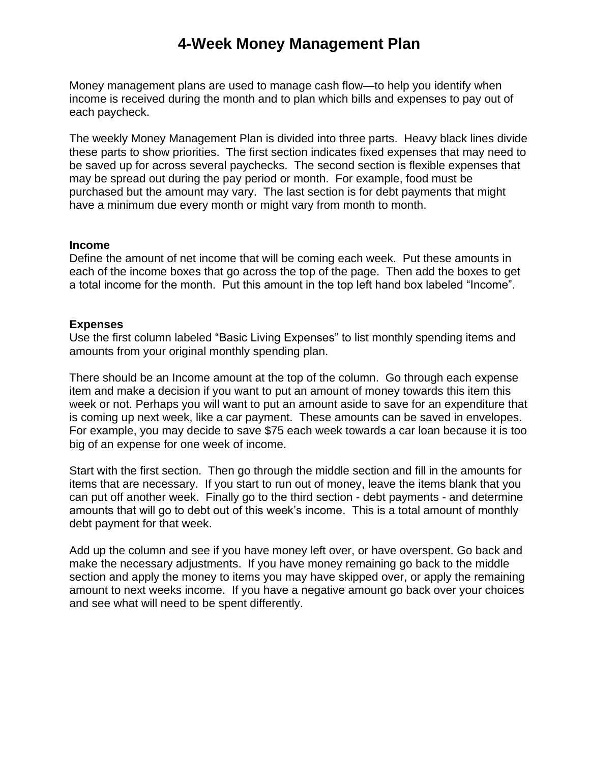# 4-Week Money Management Plan

Money management plans are used to manage cash flow—to help you identify when income is received during the month and to plan which bills and expenses to pay out of each paycheck.

The weekly Money Management Plan is divided into three parts. Heavy black lines divide these parts to show priorities. The first section indicates fixed expenses that may need to be saved up for across several paychecks. The second section is flexible expenses that may be spread out during the pay period or month. For example, food must be purchased but the amount may vary. The last section is for debt payments that might have a minimum due every month or might vary from month to month.

**Income**

Define the amount of net income that will be coming each week. Put these amounts in each of the income boxes that go across the top of the page. Then add the boxes to get a total income for the month. Put this amount in the top left hand box labeled "Income".

**Expenses**

Use the first column labeled "Basic Living Expenses" to list monthly spending items and amounts from your original monthly spending plan.

There should be an Income amount at the top of the column. Go through each expense item and make a decision if you want to put an amount of money towards this item this week or not. Perhaps you will want to put an amount aside to save for an expenditure that is coming up next week, like a car payment. These amounts can be saved in envelopes. For example, you may decide to save $75 each week towards a car loan because it is too big of an expense for one week of income.

Start with the first section. Then go through the middle section and fill in the amounts for items that are necessary. If you start to run out of money, leave the items blank that you can put off another week. Finally go to the third section - debt payments - and determine amounts that will go to debt out of this week's income. This is a total amount of monthly debt payment for that week.

Add up the column and see if you have money left over, or have overspent. Go back and make the necessary adjustments. If you have money remaining go back to the middle section and apply the money to items you may have skipped over, or apply the remaining amount to next weeks income. If you have a negative amount go back over your choices and see what will need to be spent differently.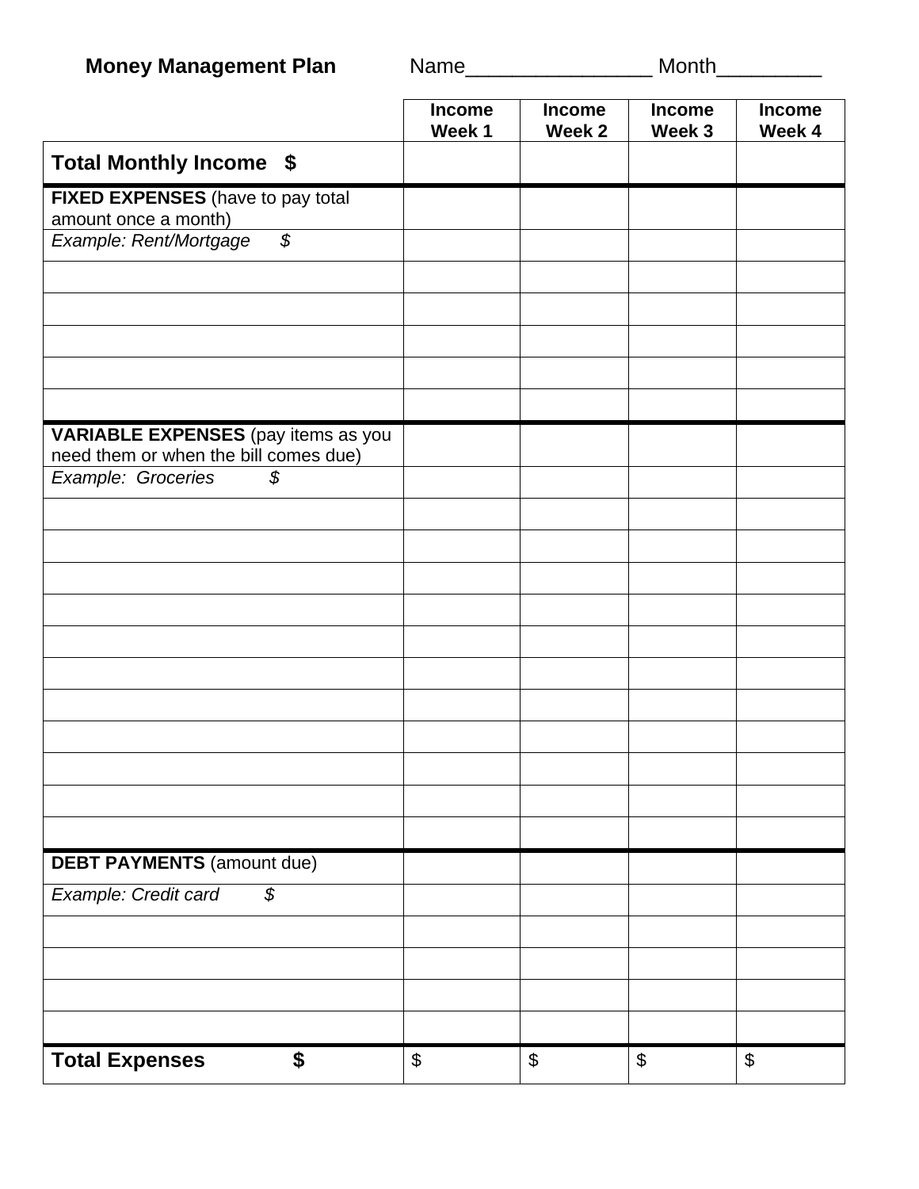**Money Management Plan** Name________________ Month_________

| | Income Week 1 | Income Week 2 | Income Week 3 | Income Week 4 |
|---|---|---|---|---|
| **Total Monthly Income $** | | | | |
| **FIXED EXPENSES** (have to pay total amount once a month) | | | | |
| *Example: Rent/Mortgage $* | | | | |
| | | | | |
| | | | | |
| | | | | |
| | | | | |
| | | | | |
| **VARIABLE EXPENSES** (pay items as you need them or when the bill comes due) | | | | |
| *Example: Groceries $* | | | | |
| | | | | |
| | | | | |
| | | | | |
| | | | | |
| | | | | |
| | | | | |
| | | | | |
| | | | | |
| | | | | |
| | | | | |
| | | | | |
| **DEBT PAYMENTS** (amount due) | | | | |
| *Example: Credit card $* | | | | |
| | | | | |
| | | | | |
| | | | | |
| | | | | |
| **Total Expenses $** | $ | $ | $ | $ |